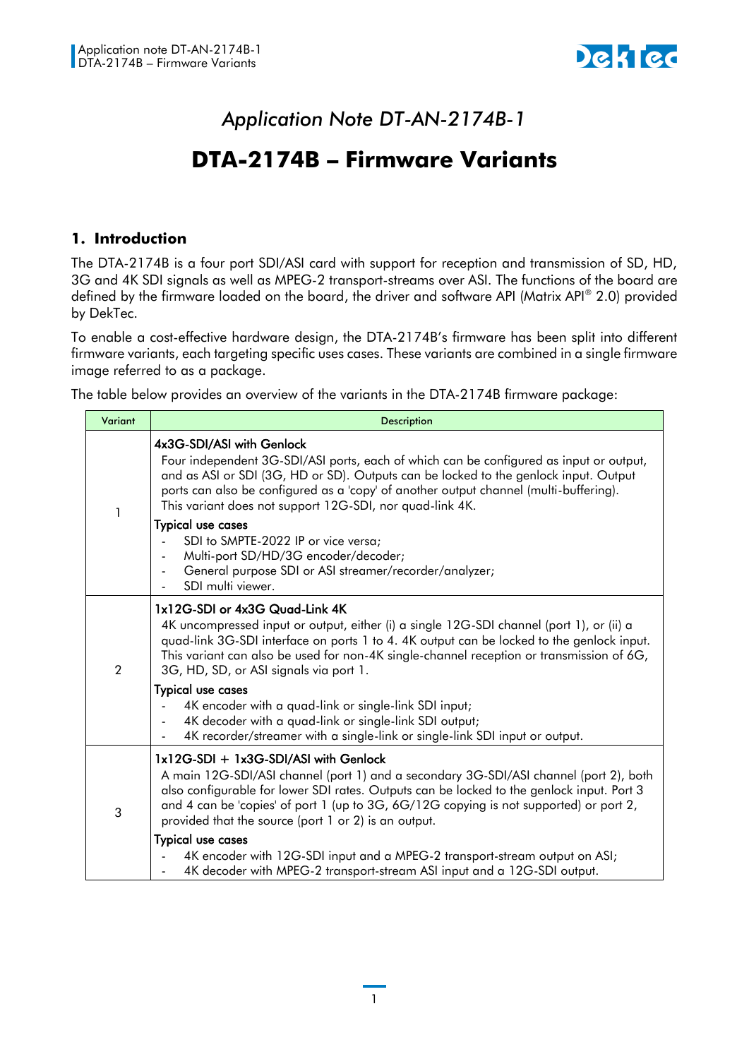# Application Note DT-AN-2174B-1

# DTA-2174B – Firmware Variants

## 1. Introduction

The DTA-2174B is a four port SDI/ASI card with support for reception and transmission of SD, HD, 3G and 4K SDI signals as well as MPEG-2 transport-streams over ASI. The functions of the board are defined by the firmware loaded on the board, the driver and software API (Matrix API® 2.0) provided by DekTec.

To enable a cost-effective hardware design, the DTA-2174B's firmware has been split into different firmware variants, each targeting specific uses cases. These variants are combined in a single firmware image referred to as a package.

The table below provides an overview of the variants in the DTA-2174B firmware package:

| Variant | Description |
|---|---|
| 1 | **4x3G-SDI/ASI with Genlock**<br>Four independent 3G-SDI/ASI ports, each of which can be configured as input or output, and as ASI or SDI (3G, HD or SD). Outputs can be locked to the genlock input. Output ports can also be configured as a 'copy' of another output channel (multi-buffering). This variant does not support 12G-SDI, nor quad-link 4K.<br>**Typical use cases**<br>- SDI to SMPTE-2022 IP or vice versa;<br>- Multi-port SD/HD/3G encoder/decoder;<br>- General purpose SDI or ASI streamer/recorder/analyzer;<br>- SDI multi viewer. |
| 2 | **1x12G-SDI or 4x3G Quad-Link 4K**<br>4K uncompressed input or output, either (i) a single 12G-SDI channel (port 1), or (ii) a quad-link 3G-SDI interface on ports 1 to 4. 4K output can be locked to the genlock input. This variant can also be used for non-4K single-channel reception or transmission of 6G, 3G, HD, SD, or ASI signals via port 1.<br>**Typical use cases**<br>- 4K encoder with a quad-link or single-link SDI input;<br>- 4K decoder with a quad-link or single-link SDI output;<br>- 4K recorder/streamer with a single-link or single-link SDI input or output. |
| 3 | **1x12G-SDI + 1x3G-SDI/ASI with Genlock**<br>A main 12G-SDI/ASI channel (port 1) and a secondary 3G-SDI/ASI channel (port 2), both also configurable for lower SDI rates. Outputs can be locked to the genlock input. Port 3 and 4 can be 'copies' of port 1 (up to 3G, 6G/12G copying is not supported) or port 2, provided that the source (port 1 or 2) is an output.<br>**Typical use cases**<br>- 4K encoder with 12G-SDI input and a MPEG-2 transport-stream output on ASI;<br>- 4K decoder with MPEG-2 transport-stream ASI input and a 12G-SDI output. |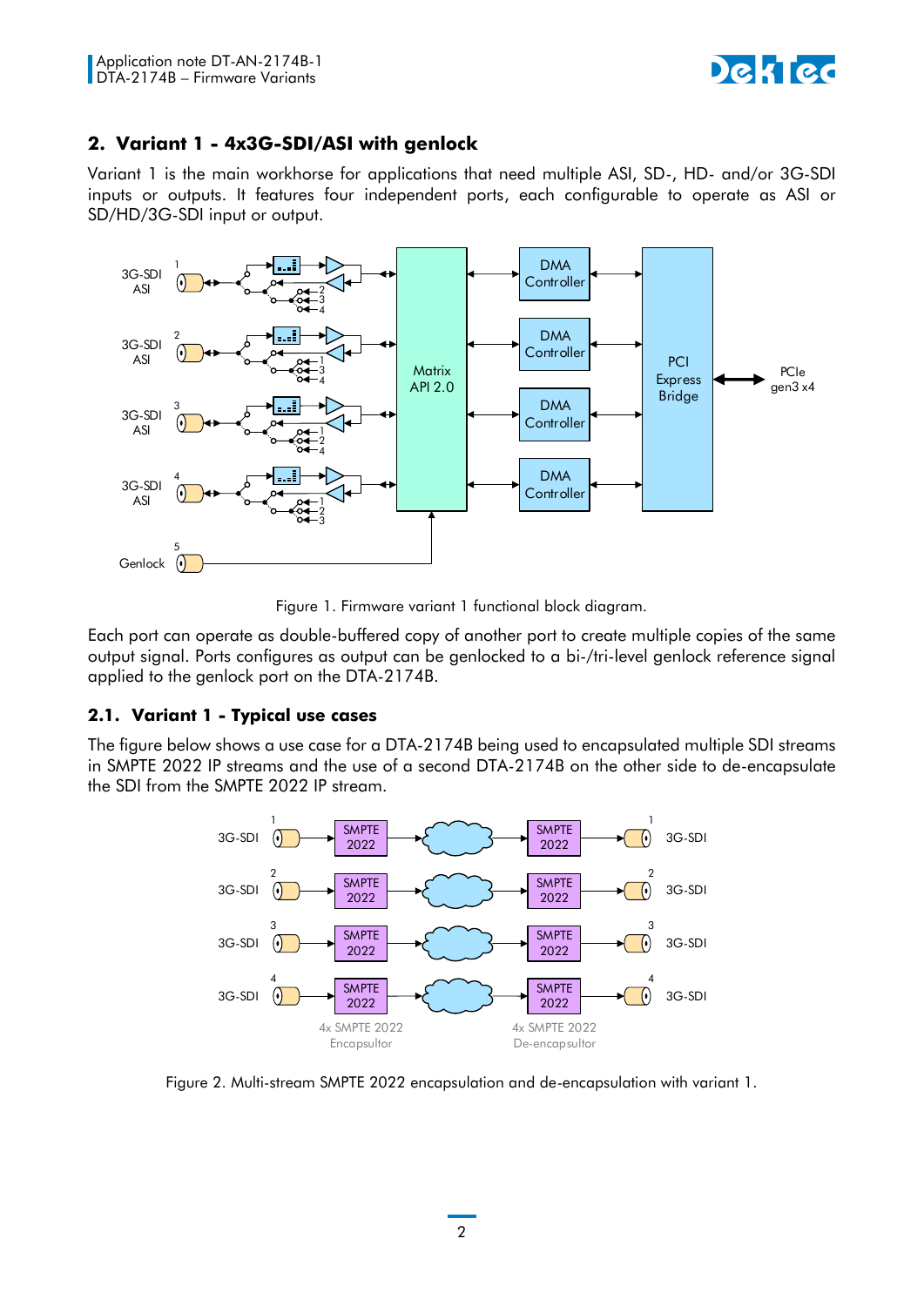## 2. Variant 1 - 4x3G-SDI/ASI with genlock

Variant 1 is the main workhorse for applications that need multiple ASI, SD-, HD- and/or 3G-SDI inputs or outputs. It features four independent ports, each configurable to operate as ASI or SD/HD/3G-SDI input or output.

Figure 1. Firmware variant 1 functional block diagram.

Each port can operate as double-buffered copy of another port to create multiple copies of the same output signal. Ports configures as output can be genlocked to a bi-/tri-level genlock reference signal applied to the genlock port on the DTA-2174B.

### 2.1. Variant 1 - Typical use cases

The figure below shows a use case for a DTA-2174B being used to encapsulated multiple SDI streams in SMPTE 2022 IP streams and the use of a second DTA-2174B on the other side to de-encapsulate the SDI from the SMPTE 2022 IP stream.

Figure 2. Multi-stream SMPTE 2022 encapsulation and de-encapsulation with variant 1.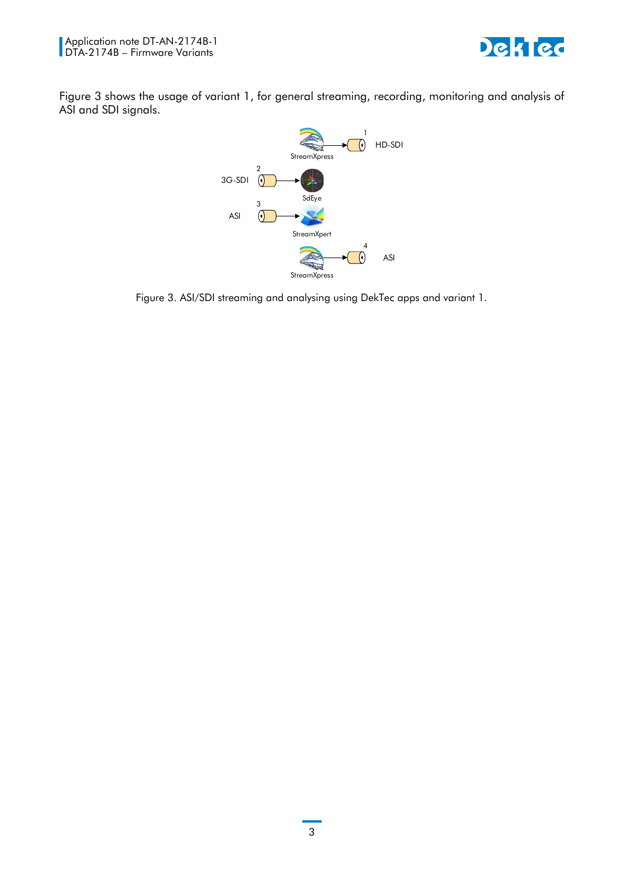Figure 3 shows the usage of variant 1, for general streaming, recording, monitoring and analysis of ASI and SDI signals.

Figure 3. ASI/SDI streaming and analysing using DekTec apps and variant 1.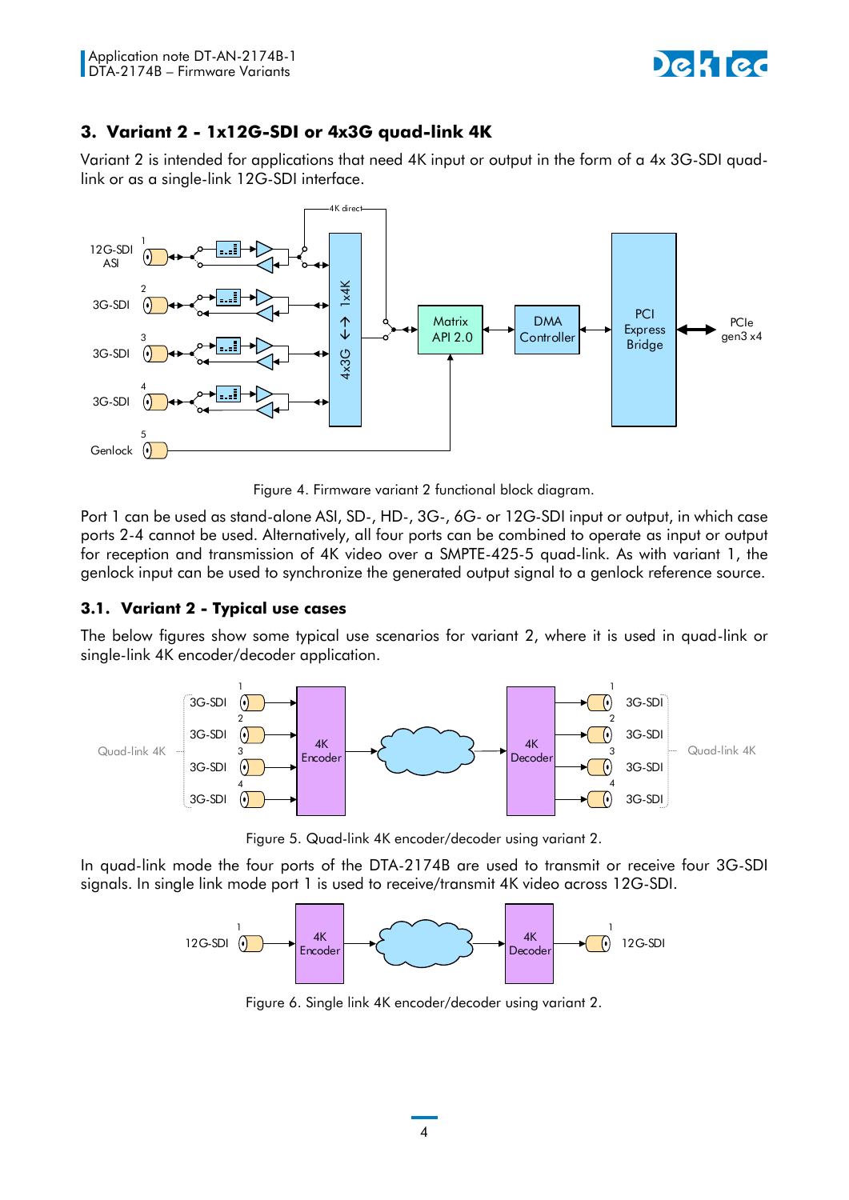## 3. Variant 2 - 1x12G-SDI or 4x3G quad-link 4K

Variant 2 is intended for applications that need 4K input or output in the form of a 4x 3G-SDI quad-link or as a single-link 12G-SDI interface.

Figure 4. Firmware variant 2 functional block diagram.

Port 1 can be used as stand-alone ASI, SD-, HD-, 3G-, 6G- or 12G-SDI input or output, in which case ports 2-4 cannot be used. Alternatively, all four ports can be combined to operate as input or output for reception and transmission of 4K video over a SMPTE-425-5 quad-link. As with variant 1, the genlock input can be used to synchronize the generated output signal to a genlock reference source.

### 3.1. Variant 2 - Typical use cases

The below figures show some typical use scenarios for variant 2, where it is used in quad-link or single-link 4K encoder/decoder application.

Figure 5. Quad-link 4K encoder/decoder using variant 2.

In quad-link mode the four ports of the DTA-2174B are used to transmit or receive four 3G-SDI signals. In single link mode port 1 is used to receive/transmit 4K video across 12G-SDI.

Figure 6. Single link 4K encoder/decoder using variant 2.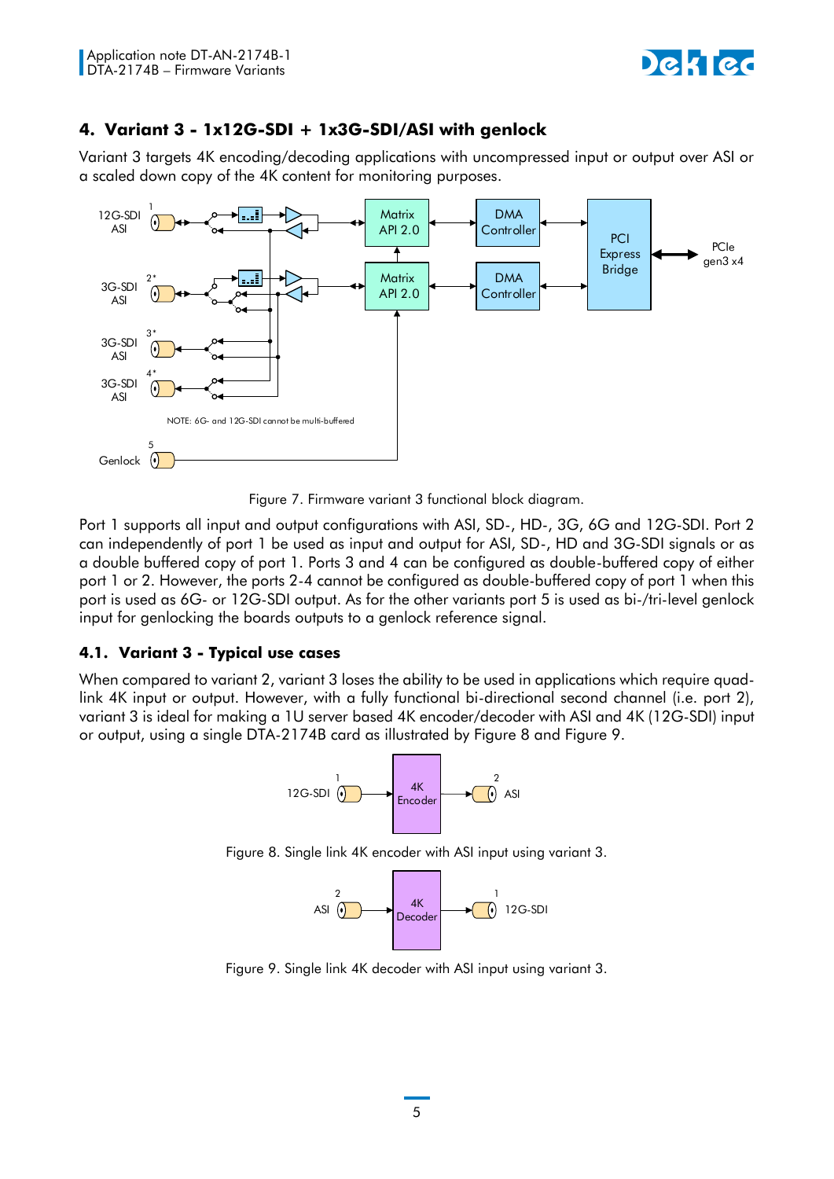## 4. Variant 3 - 1x12G-SDI + 1x3G-SDI/ASI with genlock

Variant 3 targets 4K encoding/decoding applications with uncompressed input or output over ASI or a scaled down copy of the 4K content for monitoring purposes.

Figure 7. Firmware variant 3 functional block diagram.

Port 1 supports all input and output configurations with ASI, SD-, HD-, 3G, 6G and 12G-SDI. Port 2 can independently of port 1 be used as input and output for ASI, SD-, HD and 3G-SDI signals or as a double buffered copy of port 1. Ports 3 and 4 can be configured as double-buffered copy of either port 1 or 2. However, the ports 2-4 cannot be configured as double-buffered copy of port 1 when this port is used as 6G- or 12G-SDI output. As for the other variants port 5 is used as bi-/tri-level genlock input for genlocking the boards outputs to a genlock reference signal.

### 4.1. Variant 3 - Typical use cases

When compared to variant 2, variant 3 loses the ability to be used in applications which require quad-link 4K input or output. However, with a fully functional bi-directional second channel (i.e. port 2), variant 3 is ideal for making a 1U server based 4K encoder/decoder with ASI and 4K (12G-SDI) input or output, using a single DTA-2174B card as illustrated by Figure 8 and Figure 9.

Figure 8. Single link 4K encoder with ASI input using variant 3.

Figure 9. Single link 4K decoder with ASI input using variant 3.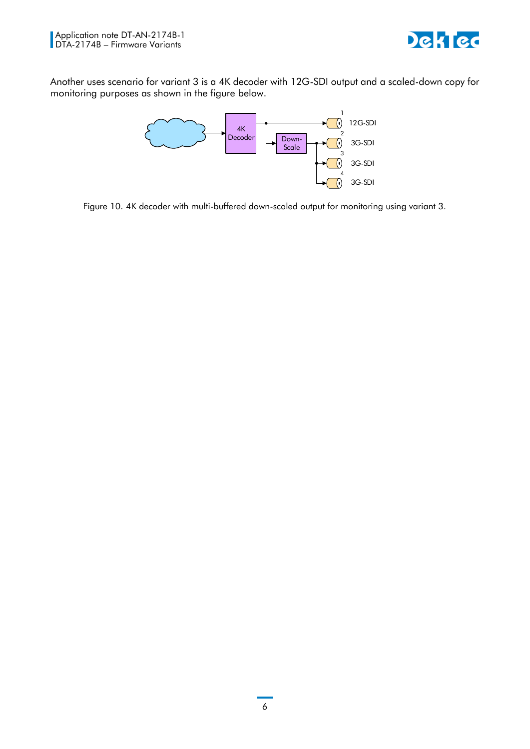Another uses scenario for variant 3 is a 4K decoder with 12G-SDI output and a scaled-down copy for monitoring purposes as shown in the figure below.

Figure 10. 4K decoder with multi-buffered down-scaled output for monitoring using variant 3.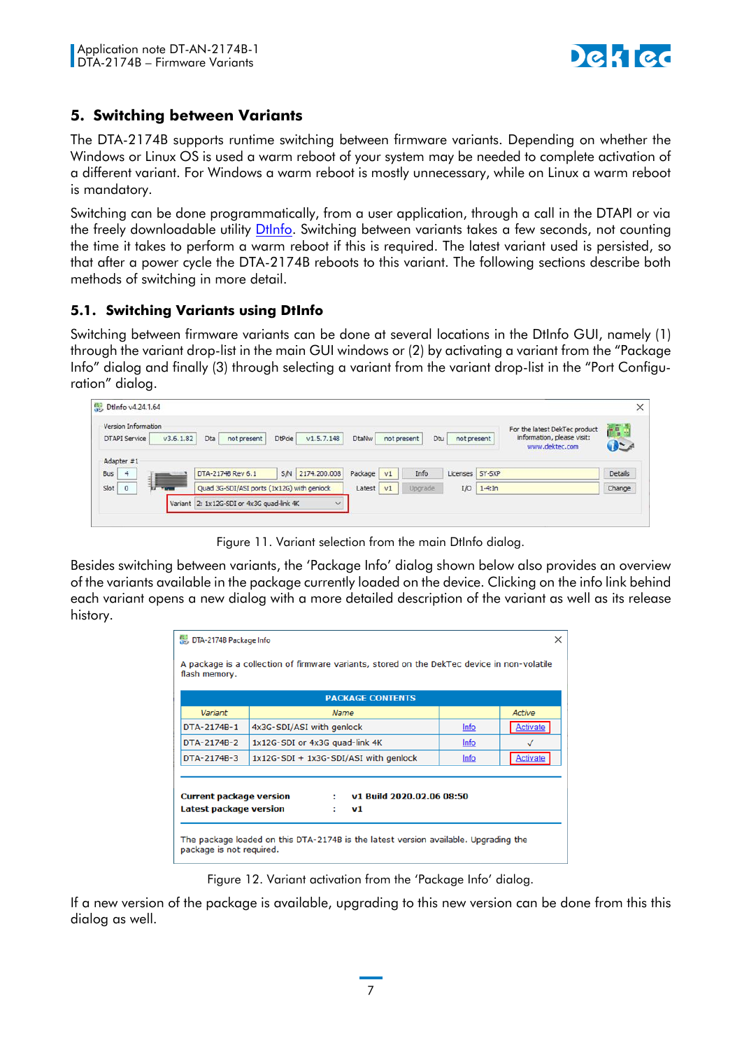## 5. Switching between Variants

The DTA-2174B supports runtime switching between firmware variants. Depending on whether the Windows or Linux OS is used a warm reboot of your system may be needed to complete activation of a different variant. For Windows a warm reboot is mostly unnecessary, while on Linux a warm reboot is mandatory.

Switching can be done programmatically, from a user application, through a call in the DTAPI or via the freely downloadable utility DtInfo. Switching between variants takes a few seconds, not counting the time it takes to perform a warm reboot if this is required. The latest variant used is persisted, so that after a power cycle the DTA-2174B reboots to this variant. The following sections describe both methods of switching in more detail.

### 5.1. Switching Variants using DtInfo

Switching between firmware variants can be done at several locations in the DtInfo GUI, namely (1) through the variant drop-list in the main GUI windows or (2) by activating a variant from the "Package Info" dialog and finally (3) through selecting a variant from the variant drop-list in the "Port Configuration" dialog.

Figure 11. Variant selection from the main DtInfo dialog.

Besides switching between variants, the 'Package Info' dialog shown below also provides an overview of the variants available in the package currently loaded on the device. Clicking on the info link behind each variant opens a new dialog with a more detailed description of the variant as well as its release history.

Figure 12. Variant activation from the 'Package Info' dialog.

If a new version of the package is available, upgrading to this new version can be done from this this dialog as well.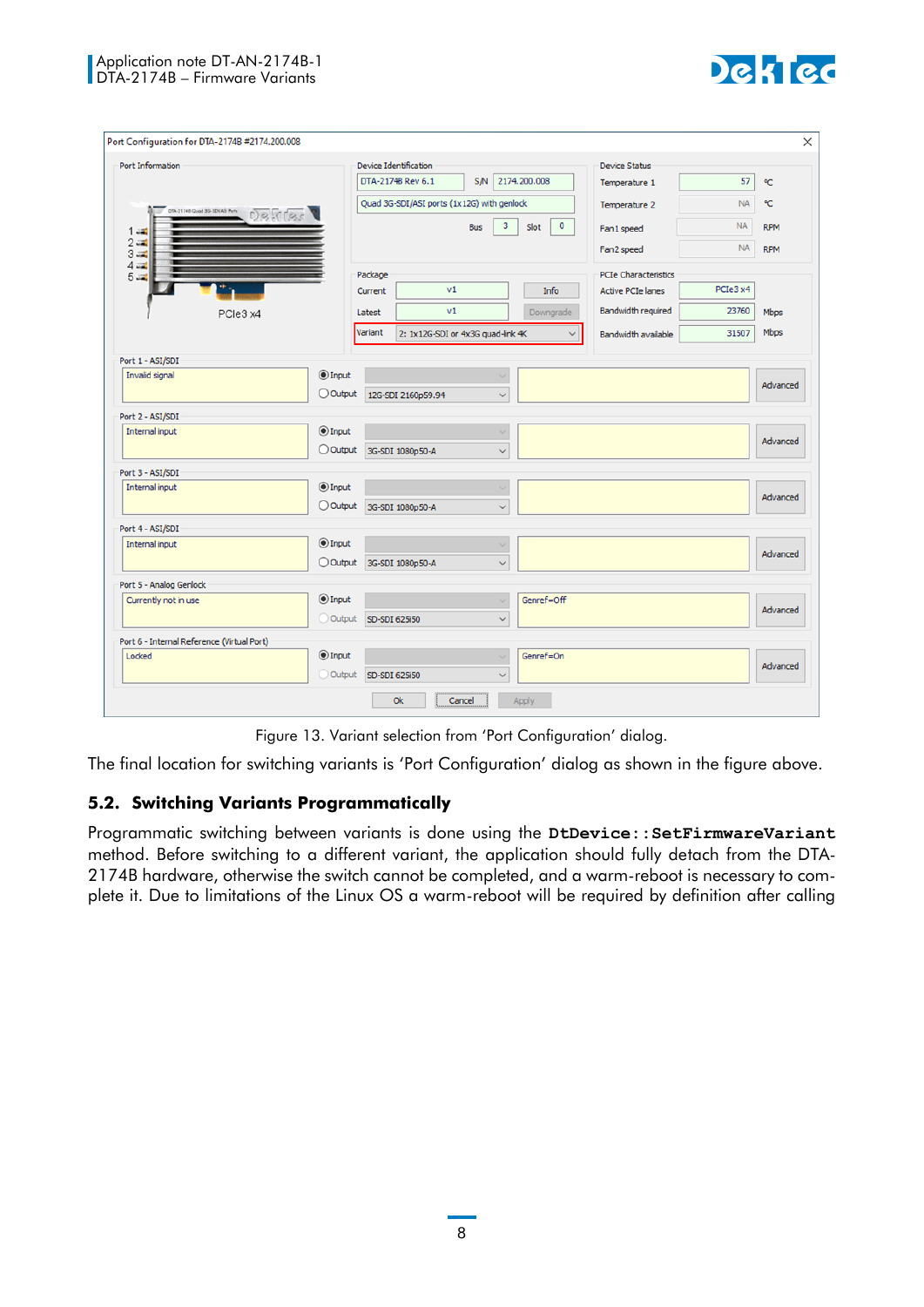Figure 13. Variant selection from 'Port Configuration' dialog.

The final location for switching variants is 'Port Configuration' dialog as shown in the figure above.

## 5.2. Switching Variants Programmatically

Programmatic switching between variants is done using the **DtDevice::SetFirmwareVariant** method. Before switching to a different variant, the application should fully detach from the DTA-2174B hardware, otherwise the switch cannot be completed, and a warm-reboot is necessary to complete it. Due to limitations of the Linux OS a warm-reboot will be required by definition after calling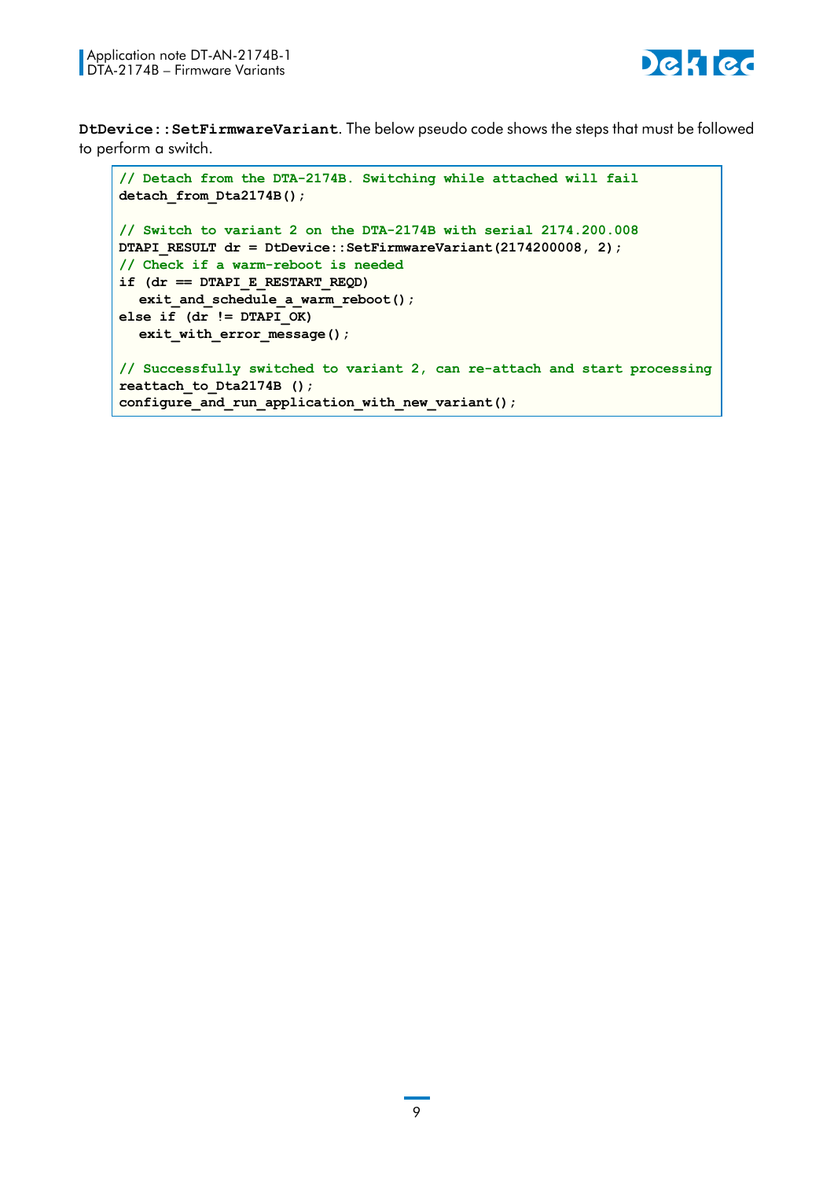**DtDevice::SetFirmwareVariant**. The below pseudo code shows the steps that must be followed to perform a switch.

```
// Detach from the DTA-2174B. Switching while attached will fail
detach_from_Dta2174B();

// Switch to variant 2 on the DTA-2174B with serial 2174.200.008
DTAPI_RESULT dr = DtDevice::SetFirmwareVariant(2174200008, 2);
// Check if a warm-reboot is needed
if (dr == DTAPI_E_RESTART_REQD)
  exit_and_schedule_a_warm_reboot();
else if (dr != DTAPI_OK)
  exit_with_error_message();

// Successfully switched to variant 2, can re-attach and start processing
reattach_to_Dta2174B ();
configure_and_run_application_with_new_variant();
```